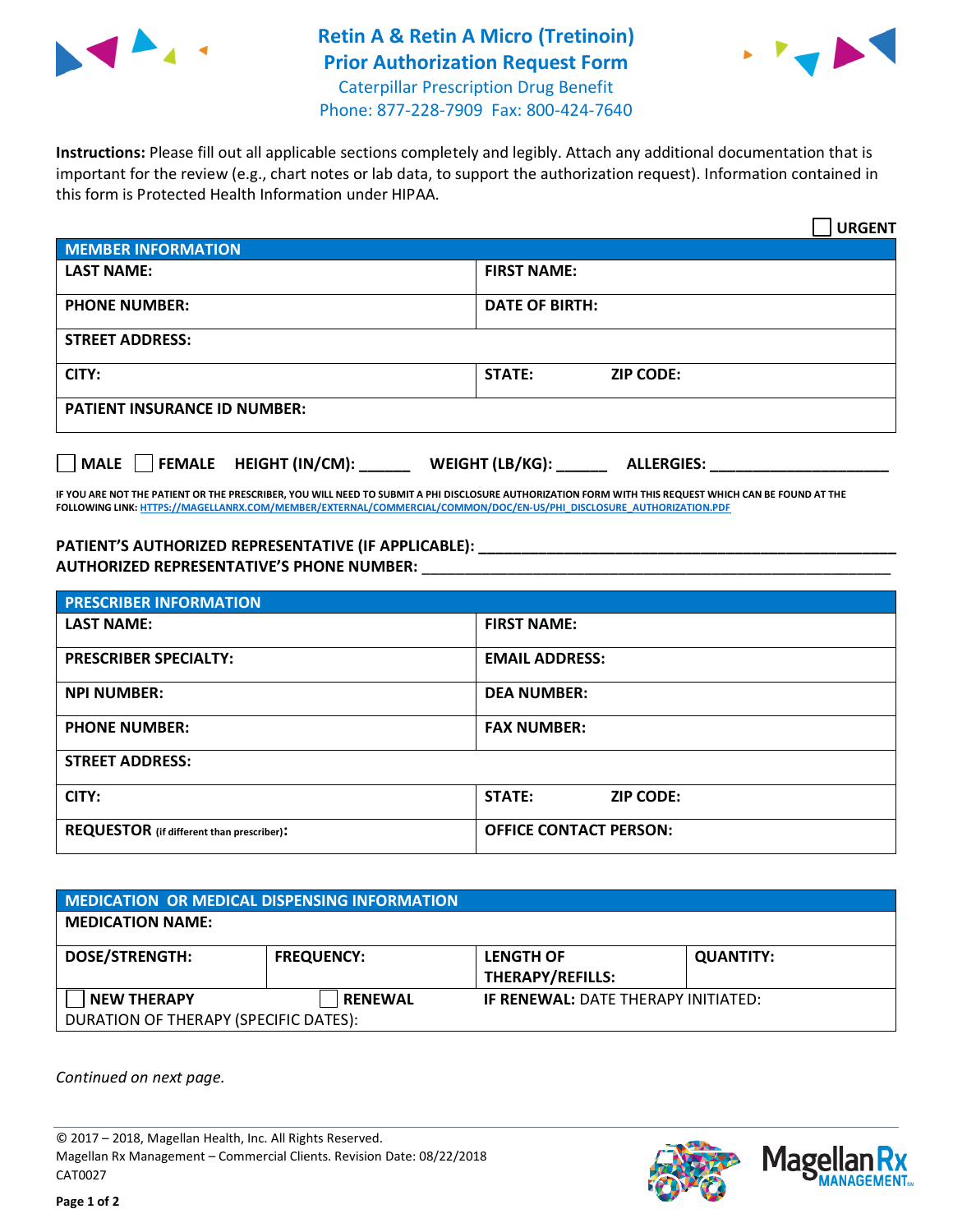# Retin A & Retin A Micro (Tretinoin) Prior Authorization Request Form

Caterpillar Prescription Drug Benefit
Phone: 877-228-7909 Fax: 800-424-7640

**Instructions:** Please fill out all applicable sections completely and legibly. Attach any additional documentation that is important for the review (e.g., chart notes or lab data, to support the authorization request). Information contained in this form is Protected Health Information under HIPAA.

☐ **URGENT**

| **MEMBER INFORMATION** | | |
|---|---|---|
| **LAST NAME:** | **FIRST NAME:** | |
| **PHONE NUMBER:** | **DATE OF BIRTH:** | |
| **STREET ADDRESS:** | | |
| **CITY:** | **STATE:** | **ZIP CODE:** |
| **PATIENT INSURANCE ID NUMBER:** | | |

☐ **MALE** ☐ **FEMALE** **HEIGHT (IN/CM):** ______ **WEIGHT (LB/KG):** ______ **ALLERGIES:** ____________________

**IF YOU ARE NOT THE PATIENT OR THE PRESCRIBER, YOU WILL NEED TO SUBMIT A PHI DISCLOSURE AUTHORIZATION FORM WITH THIS REQUEST WHICH CAN BE FOUND AT THE FOLLOWING LINK: HTTPS://MAGELLANRX.COM/MEMBER/EXTERNAL/COMMERCIAL/COMMON/DOC/EN-US/PHI_DISCLOSURE_AUTHORIZATION.PDF**

**PATIENT'S AUTHORIZED REPRESENTATIVE (IF APPLICABLE):** ____________________
**AUTHORIZED REPRESENTATIVE'S PHONE NUMBER:** ____________________

| **PRESCRIBER INFORMATION** | | |
|---|---|---|
| **LAST NAME:** | **FIRST NAME:** | |
| **PRESCRIBER SPECIALTY:** | **EMAIL ADDRESS:** | |
| **NPI NUMBER:** | **DEA NUMBER:** | |
| **PHONE NUMBER:** | **FAX NUMBER:** | |
| **STREET ADDRESS:** | | |
| **CITY:** | **STATE:** | **ZIP CODE:** |
| **REQUESTOR** (if different than prescriber)**:** | **OFFICE CONTACT PERSON:** | |

| **MEDICATION OR MEDICAL DISPENSING INFORMATION** | | | |
|---|---|---|---|
| **MEDICATION NAME:** | | | |
| **DOSE/STRENGTH:** | **FREQUENCY:** | **LENGTH OF THERAPY/REFILLS:** | **QUANTITY:** |
| ☐ **NEW THERAPY** | ☐ **RENEWAL** | **IF RENEWAL:** DATE THERAPY INITIATED: | |
| DURATION OF THERAPY (SPECIFIC DATES): | | | |

*Continued on next page.*

© 2017 – 2018, Magellan Health, Inc. All Rights Reserved.
Magellan Rx Management – Commercial Clients. Revision Date: 08/22/2018
CAT0027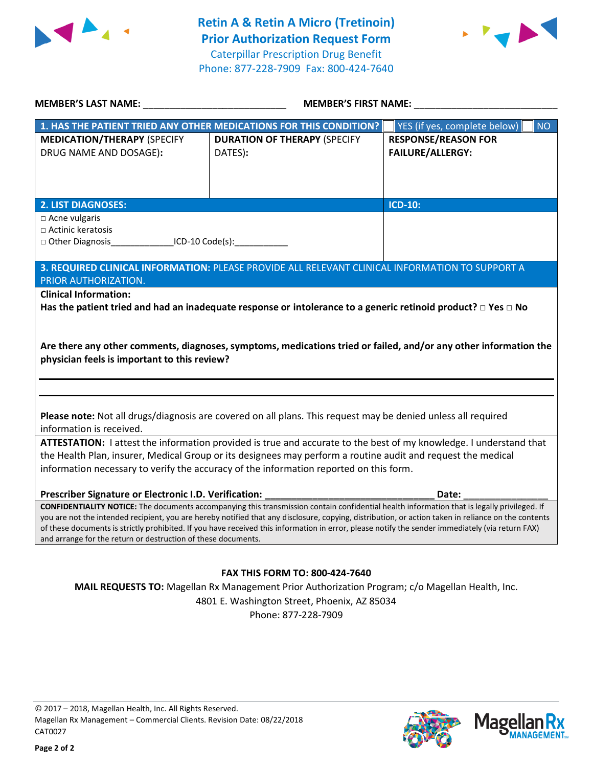# Retin A & Retin A Micro (Tretinoin)
# Prior Authorization Request Form

Caterpillar Prescription Drug Benefit
Phone: 877-228-7909 Fax: 800-424-7640

**MEMBER'S LAST NAME:** ___________________________ **MEMBER'S FIRST NAME:** ___________________________

**1. HAS THE PATIENT TRIED ANY OTHER MEDICATIONS FOR THIS CONDITION?** ☐ YES (if yes, complete below) ☐ NO

| **MEDICATION/THERAPY** (SPECIFY DRUG NAME AND DOSAGE): | **DURATION OF THERAPY** (SPECIFY DATES): | **RESPONSE/REASON FOR FAILURE/ALLERGY:** |
|---|---|---|
| | | |

| **2. LIST DIAGNOSES:** | **ICD-10:** |
|---|---|
| □ Acne vulgaris<br>□ Actinic keratosis<br>□ Other Diagnosis_____________ICD-10 Code(s):___________ | |

**3. REQUIRED CLINICAL INFORMATION:** PLEASE PROVIDE ALL RELEVANT CLINICAL INFORMATION TO SUPPORT A PRIOR AUTHORIZATION.

**Clinical Information:**

**Has the patient tried and had an inadequate response or intolerance to a generic retinoid product?** □ **Yes** □ **No**

**Are there any other comments, diagnoses, symptoms, medications tried or failed, and/or any other information the physician feels is important to this review?**

___________________________________________________________________________

___________________________________________________________________________

**Please note:** Not all drugs/diagnosis are covered on all plans. This request may be denied unless all required information is received.

**ATTESTATION:** I attest the information provided is true and accurate to the best of my knowledge. I understand that the Health Plan, insurer, Medical Group or its designees may perform a routine audit and request the medical information necessary to verify the accuracy of the information reported on this form.

**Prescriber Signature or Electronic I.D. Verification:** ________________________________ **Date:** ________________

**CONFIDENTIALITY NOTICE:** The documents accompanying this transmission contain confidential health information that is legally privileged. If you are not the intended recipient, you are hereby notified that any disclosure, copying, distribution, or action taken in reliance on the contents of these documents is strictly prohibited. If you have received this information in error, please notify the sender immediately (via return FAX) and arrange for the return or destruction of these documents.

**FAX THIS FORM TO: 800-424-7640**

**MAIL REQUESTS TO:** Magellan Rx Management Prior Authorization Program; c/o Magellan Health, Inc.
4801 E. Washington Street, Phoenix, AZ 85034
Phone: 877-228-7909

© 2017 – 2018, Magellan Health, Inc. All Rights Reserved.
Magellan Rx Management – Commercial Clients. Revision Date: 08/22/2018
CAT0027